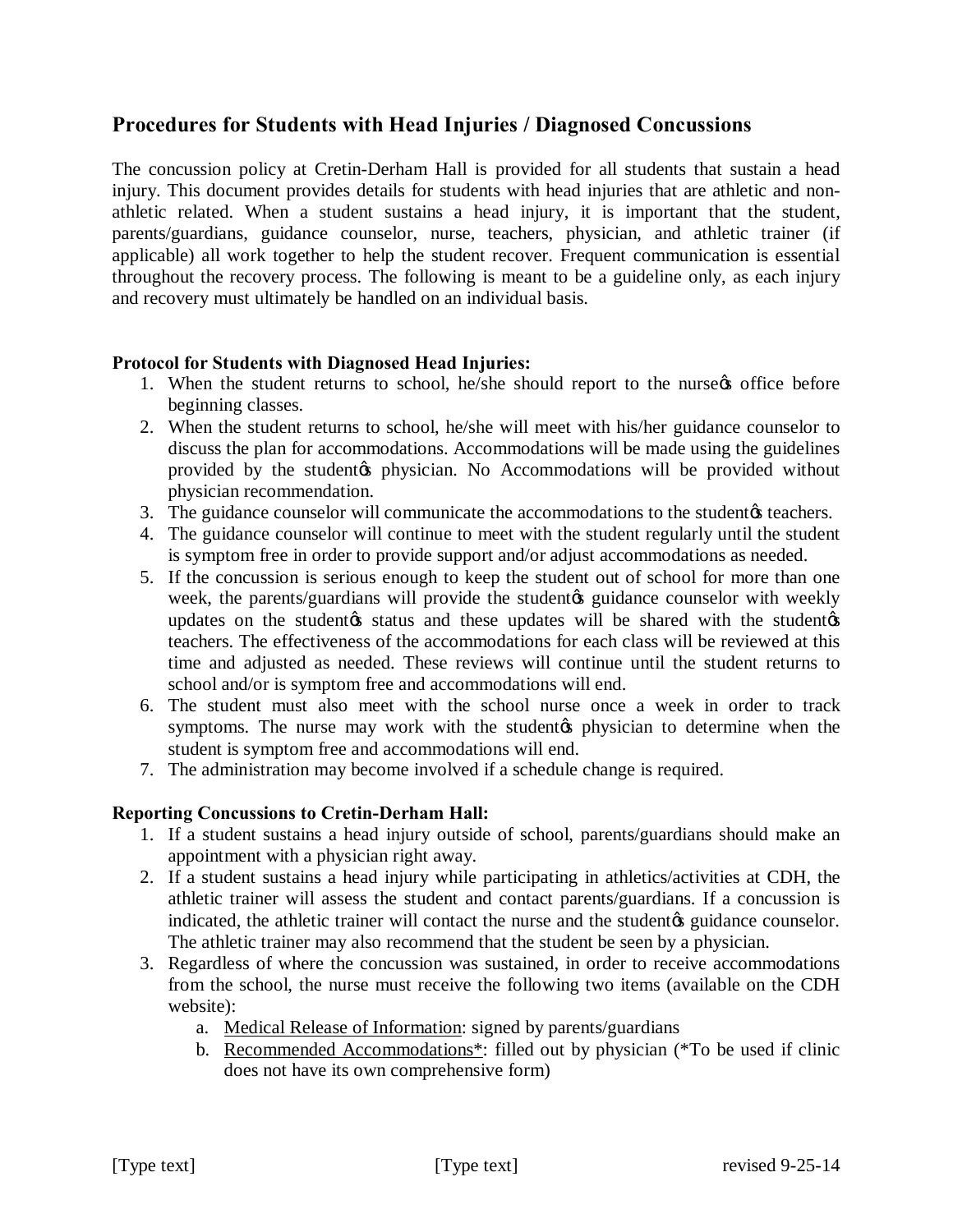## Procedures for Students with Head Injuries / Diagnosed Concussions

The concussion policy at Cretin-Derham Hall is provided for all students that sustain a head injury. This document provides details for students with head injuries that are athletic and non-athletic related. When a student sustains a head injury, it is important that the student, parents/guardians, guidance counselor, nurse, teachers, physician, and athletic trainer (if applicable) all work together to help the student recover. Frequent communication is essential throughout the recovery process. The following is meant to be a guideline only, as each injury and recovery must ultimately be handled on an individual basis.

**Protocol for Students with Diagnosed Head Injuries:**

1. When the student returns to school, he/she should report to the nurse's office before beginning classes.
2. When the student returns to school, he/she will meet with his/her guidance counselor to discuss the plan for accommodations. Accommodations will be made using the guidelines provided by the student's physician. No Accommodations will be provided without physician recommendation.
3. The guidance counselor will communicate the accommodations to the student's teachers.
4. The guidance counselor will continue to meet with the student regularly until the student is symptom free in order to provide support and/or adjust accommodations as needed.
5. If the concussion is serious enough to keep the student out of school for more than one week, the parents/guardians will provide the student's guidance counselor with weekly updates on the student's status and these updates will be shared with the student's teachers. The effectiveness of the accommodations for each class will be reviewed at this time and adjusted as needed. These reviews will continue until the student returns to school and/or is symptom free and accommodations will end.
6. The student must also meet with the school nurse once a week in order to track symptoms. The nurse may work with the student's physician to determine when the student is symptom free and accommodations will end.
7. The administration may become involved if a schedule change is required.

**Reporting Concussions to Cretin-Derham Hall:**

1. If a student sustains a head injury outside of school, parents/guardians should make an appointment with a physician right away.
2. If a student sustains a head injury while participating in athletics/activities at CDH, the athletic trainer will assess the student and contact parents/guardians. If a concussion is indicated, the athletic trainer will contact the nurse and the student's guidance counselor. The athletic trainer may also recommend that the student be seen by a physician.
3. Regardless of where the concussion was sustained, in order to receive accommodations from the school, the nurse must receive the following two items (available on the CDH website):
   a. Medical Release of Information: signed by parents/guardians
   b. Recommended Accommodations*: filled out by physician (*To be used if clinic does not have its own comprehensive form)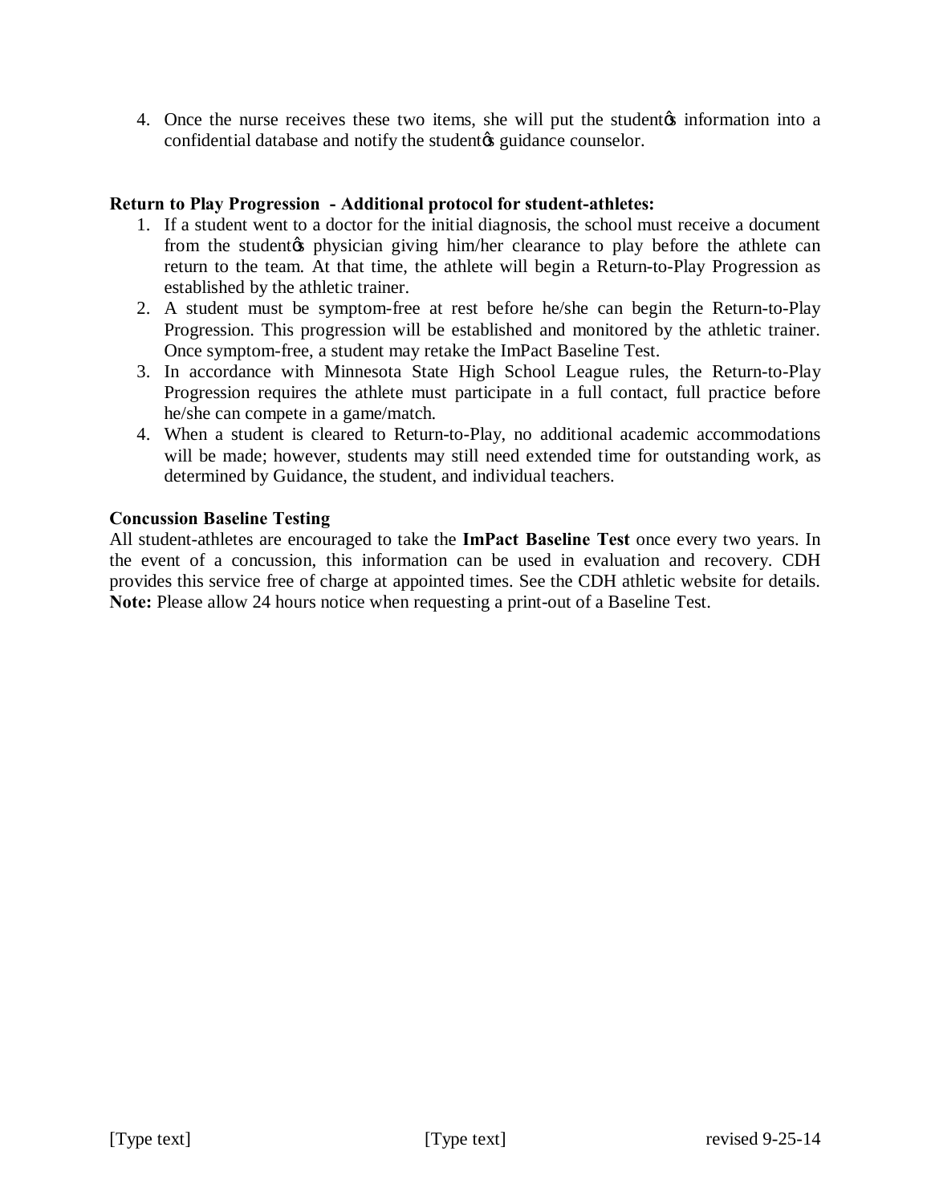4. Once the nurse receives these two items, she will put the studentǿs information into a confidential database and notify the studentǿs guidance counselor.

**Return to Play Progression - Additional protocol for student-athletes:**

1. If a student went to a doctor for the initial diagnosis, the school must receive a document from the studentǿs physician giving him/her clearance to play before the athlete can return to the team. At that time, the athlete will begin a Return-to-Play Progression as established by the athletic trainer.
2. A student must be symptom-free at rest before he/she can begin the Return-to-Play Progression. This progression will be established and monitored by the athletic trainer. Once symptom-free, a student may retake the ImPact Baseline Test.
3. In accordance with Minnesota State High School League rules, the Return-to-Play Progression requires the athlete must participate in a full contact, full practice before he/she can compete in a game/match.
4. When a student is cleared to Return-to-Play, no additional academic accommodations will be made; however, students may still need extended time for outstanding work, as determined by Guidance, the student, and individual teachers.

**Concussion Baseline Testing**

All student-athletes are encouraged to take the **ImPact Baseline Test** once every two years. In the event of a concussion, this information can be used in evaluation and recovery. CDH provides this service free of charge at appointed times. See the CDH athletic website for details. **Note:** Please allow 24 hours notice when requesting a print-out of a Baseline Test.